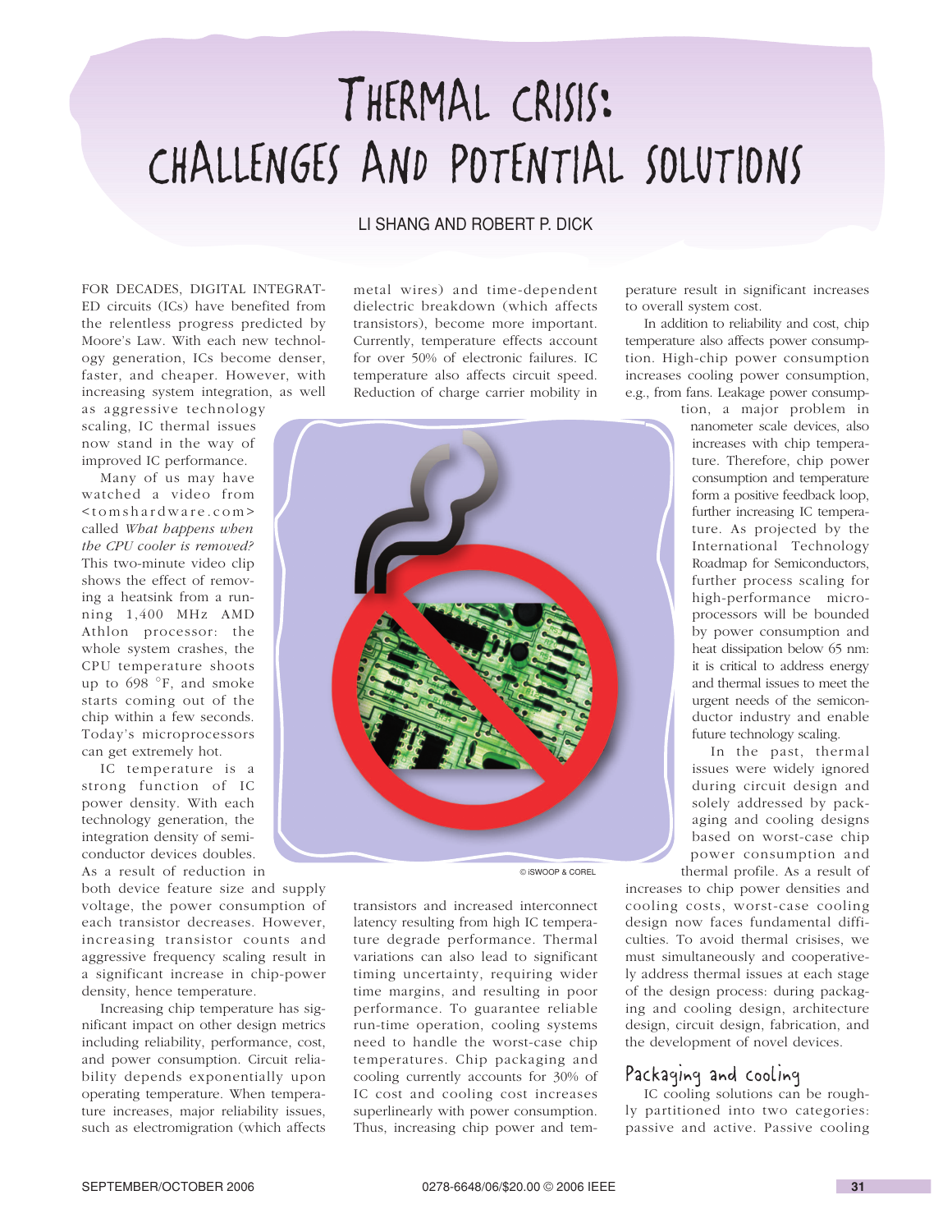# Thermal crisis: challenges and potential solutions

LI SHANG AND ROBERT P. DICK

FOR DECADES, DIGITAL INTEGRATED circuits (ICs) have benefited from the relentless progress predicted by Moore's Law. With each new technology generation, ICs become denser, faster, and cheaper. However, with increasing system integration, as well as aggressive technology scaling, IC thermal issues now stand in the way of improved IC performance.

Many of us may have watched a video from <tomshardware.com> called *What happens when the CPU cooler is removed?* This two-minute video clip shows the effect of removing a heatsink from a running 1,400 MHz AMD Athlon processor: the whole system crashes, the CPU temperature shoots up to 698 °F, and smoke starts coming out of the chip within a few seconds. Today's microprocessors can get extremely hot.

IC temperature is a strong function of IC power density. With each technology generation, the integration density of semiconductor devices doubles. As a result of reduction in both device feature size and supply voltage, the power consumption of each transistor decreases. However, increasing transistor counts and aggressive frequency scaling result in a significant increase in chip-power density, hence temperature.

Increasing chip temperature has significant impact on other design metrics including reliability, performance, cost, and power consumption. Circuit reliability depends exponentially upon operating temperature. When temperature increases, major reliability issues, such as electromigration (which affects metal wires) and time-dependent dielectric breakdown (which affects transistors), become more important. Currently, temperature effects account for over 50% of electronic failures. IC temperature also affects circuit speed. Reduction of charge carrier mobility in transistors and increased interconnect latency resulting from high IC temperature degrade performance. Thermal variations can also lead to significant timing uncertainty, requiring wider time margins, and resulting in poor performance. To guarantee reliable run-time operation, cooling systems need to handle the worst-case chip temperatures. Chip packaging and cooling currently accounts for 30% of IC cost and cooling cost increases superlinearly with power consumption. Thus, increasing chip power and temperature result in significant increases to overall system cost.

© iSWOOP & COREL

In addition to reliability and cost, chip temperature also affects power consumption. High-chip power consumption increases cooling power consumption, e.g., from fans. Leakage power consumption, a major problem in nanometer scale devices, also increases with chip temperature. Therefore, chip power consumption and temperature form a positive feedback loop, further increasing IC temperature. As projected by the International Technology Roadmap for Semiconductors, further process scaling for high-performance microprocessors will be bounded by power consumption and heat dissipation below 65 nm: it is critical to address energy and thermal issues to meet the urgent needs of the semiconductor industry and enable future technology scaling.

In the past, thermal issues were widely ignored during circuit design and solely addressed by packaging and cooling designs based on worst-case chip power consumption and thermal profile. As a result of increases to chip power densities and cooling costs, worst-case cooling design now faces fundamental difficulties. To avoid thermal crisises, we must simultaneously and cooperatively address thermal issues at each stage of the design process: during packaging and cooling design, architecture design, circuit design, fabrication, and the development of novel devices.

## Packaging and cooling

IC cooling solutions can be roughly partitioned into two categories: passive and active. Passive cooling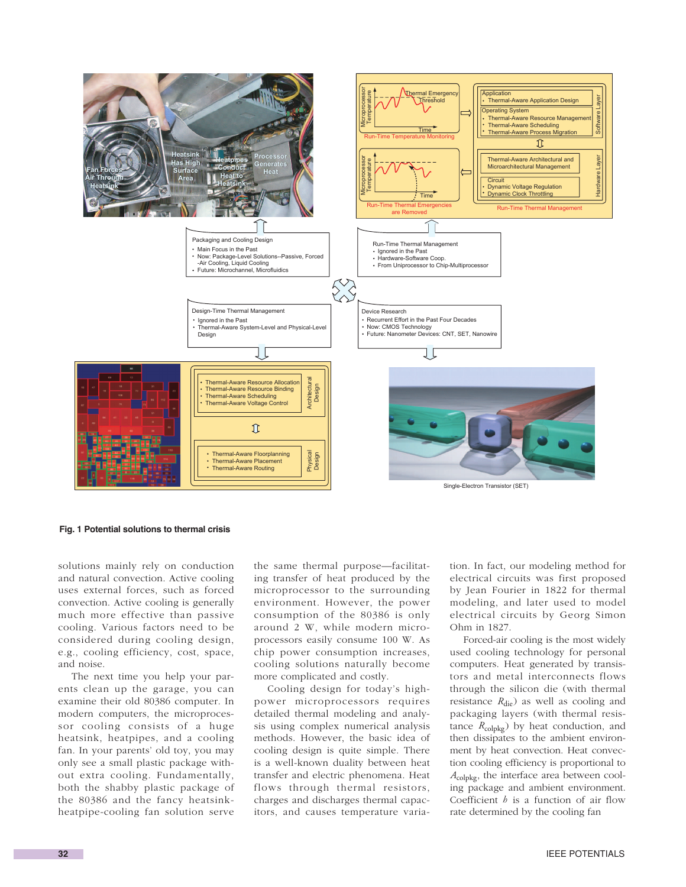**Fig. 1 Potential solutions to thermal crisis**

solutions mainly rely on conduction and natural convection. Active cooling uses external forces, such as forced convection. Active cooling is generally much more effective than passive cooling. Various factors need to be considered during cooling design, e.g., cooling efficiency, cost, space, and noise.

The next time you help your parents clean up the garage, you can examine their old 80386 computer. In modern computers, the microprocessor cooling consists of a huge heatsink, heatpipes, and a cooling fan. In your parents' old toy, you may only see a small plastic package without extra cooling. Fundamentally, both the shabby plastic package of the 80386 and the fancy heatsink-heatpipe-cooling fan solution serve the same thermal purpose—facilitating transfer of heat produced by the microprocessor to the surrounding environment. However, the power consumption of the 80386 is only around 2 W, while modern microprocessors easily consume 100 W. As chip power consumption increases, cooling solutions naturally become more complicated and costly.

Cooling design for today's high-power microprocessors requires detailed thermal modeling and analysis using complex numerical analysis methods. However, the basic idea of cooling design is quite simple. There is a well-known duality between heat transfer and electric phenomena. Heat flows through thermal resistors, charges and discharges thermal capacitors, and causes temperature variation. In fact, our modeling method for electrical circuits was first proposed by Jean Fourier in 1822 for thermal modeling, and later used to model electrical circuits by Georg Simon Ohm in 1827.

Forced-air cooling is the most widely used cooling technology for personal computers. Heat generated by transistors and metal interconnects flows through the silicon die (with thermal resistance $R_{die}$) as well as cooling and packaging layers (with thermal resistance $R_{colpkg}$) by heat conduction, and then dissipates to the ambient environment by heat convection. Heat convection cooling efficiency is proportional to $A_{colpkg}$, the interface area between cooling package and ambient environment. Coefficient $h$ is a function of air flow rate determined by the cooling fan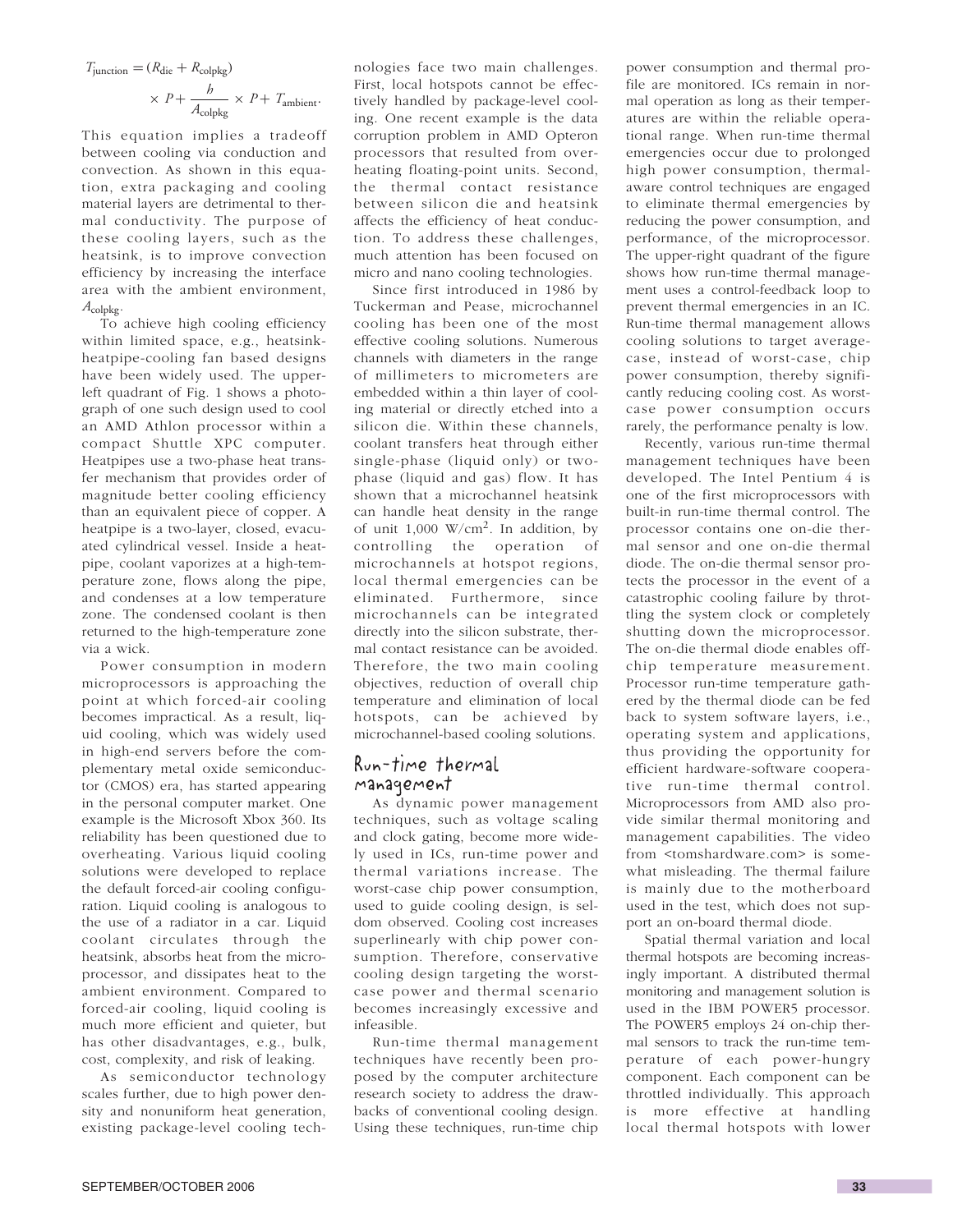$$T_{\text{junction}} = (R_{\text{die}} + R_{\text{colpkg}}) \times P + \frac{h}{A_{\text{colpkg}}} \times P + T_{\text{ambient}}.$$

This equation implies a tradeoff between cooling via conduction and convection. As shown in this equation, extra packaging and cooling material layers are detrimental to thermal conductivity. The purpose of these cooling layers, such as the heatsink, is to improve convection efficiency by increasing the interface area with the ambient environment, $A_{\text{colpkg}}$.

To achieve high cooling efficiency within limited space, e.g., heatsink-heatpipe-cooling fan based designs have been widely used. The upper-left quadrant of Fig. 1 shows a photograph of one such design used to cool an AMD Athlon processor within a compact Shuttle XPC computer. Heatpipes use a two-phase heat transfer mechanism that provides order of magnitude better cooling efficiency than an equivalent piece of copper. A heatpipe is a two-layer, closed, evacuated cylindrical vessel. Inside a heatpipe, coolant vaporizes at a high-temperature zone, flows along the pipe, and condenses at a low temperature zone. The condensed coolant is then returned to the high-temperature zone via a wick.

Power consumption in modern microprocessors is approaching the point at which forced-air cooling becomes impractical. As a result, liquid cooling, which was widely used in high-end servers before the complementary metal oxide semiconductor (CMOS) era, has started appearing in the personal computer market. One example is the Microsoft Xbox 360. Its reliability has been questioned due to overheating. Various liquid cooling solutions were developed to replace the default forced-air cooling configuration. Liquid cooling is analogous to the use of a radiator in a car. Liquid coolant circulates through the heatsink, absorbs heat from the microprocessor, and dissipates heat to the ambient environment. Compared to forced-air cooling, liquid cooling is much more efficient and quieter, but has other disadvantages, e.g., bulk, cost, complexity, and risk of leaking.

As semiconductor technology scales further, due to high power density and nonuniform heat generation, existing package-level cooling technologies face two main challenges. First, local hotspots cannot be effectively handled by package-level cooling. One recent example is the data corruption problem in AMD Opteron processors that resulted from overheating floating-point units. Second, the thermal contact resistance between silicon die and heatsink affects the efficiency of heat conduction. To address these challenges, much attention has been focused on micro and nano cooling technologies.

Since first introduced in 1986 by Tuckerman and Pease, microchannel cooling has been one of the most effective cooling solutions. Numerous channels with diameters in the range of millimeters to micrometers are embedded within a thin layer of cooling material or directly etched into a silicon die. Within these channels, coolant transfers heat through either single-phase (liquid only) or two-phase (liquid and gas) flow. It has shown that a microchannel heatsink can handle heat density in the range of unit 1,000 W/cm$^2$. In addition, by controlling the operation of microchannels at hotspot regions, local thermal emergencies can be eliminated. Furthermore, since microchannels can be integrated directly into the silicon substrate, thermal contact resistance can be avoided. Therefore, the two main cooling objectives, reduction of overall chip temperature and elimination of local hotspots, can be achieved by microchannel-based cooling solutions.

## Run-time thermal management

As dynamic power management techniques, such as voltage scaling and clock gating, become more widely used in ICs, run-time power and thermal variations increase. The worst-case chip power consumption, used to guide cooling design, is seldom observed. Cooling cost increases superlinearly with chip power consumption. Therefore, conservative cooling design targeting the worst-case power and thermal scenario becomes increasingly excessive and infeasible.

Run-time thermal management techniques have recently been proposed by the computer architecture research society to address the drawbacks of conventional cooling design. Using these techniques, run-time chip power consumption and thermal profile are monitored. ICs remain in normal operation as long as their temperatures are within the reliable operational range. When run-time thermal emergencies occur due to prolonged high power consumption, thermal-aware control techniques are engaged to eliminate thermal emergencies by reducing the power consumption, and performance, of the microprocessor. The upper-right quadrant of the figure shows how run-time thermal management uses a control-feedback loop to prevent thermal emergencies in an IC. Run-time thermal management allows cooling solutions to target average-case, instead of worst-case, chip power consumption, thereby significantly reducing cooling cost. As worst-case power consumption occurs rarely, the performance penalty is low.

Recently, various run-time thermal management techniques have been developed. The Intel Pentium 4 is one of the first microprocessors with built-in run-time thermal control. The processor contains one on-die thermal sensor and one on-die thermal diode. The on-die thermal sensor protects the processor in the event of a catastrophic cooling failure by throttling the system clock or completely shutting down the microprocessor. The on-die thermal diode enables off-chip temperature measurement. Processor run-time temperature gathered by the thermal diode can be fed back to system software layers, i.e., operating system and applications, thus providing the opportunity for efficient hardware-software cooperative run-time thermal control. Microprocessors from AMD also provide similar thermal monitoring and management capabilities. The video from <tomshardware.com> is somewhat misleading. The thermal failure is mainly due to the motherboard used in the test, which does not support an on-board thermal diode.

Spatial thermal variation and local thermal hotspots are becoming increasingly important. A distributed thermal monitoring and management solution is used in the IBM POWER5 processor. The POWER5 employs 24 on-chip thermal sensors to track the run-time temperature of each power-hungry component. Each component can be throttled individually. This approach is more effective at handling local thermal hotspots with lower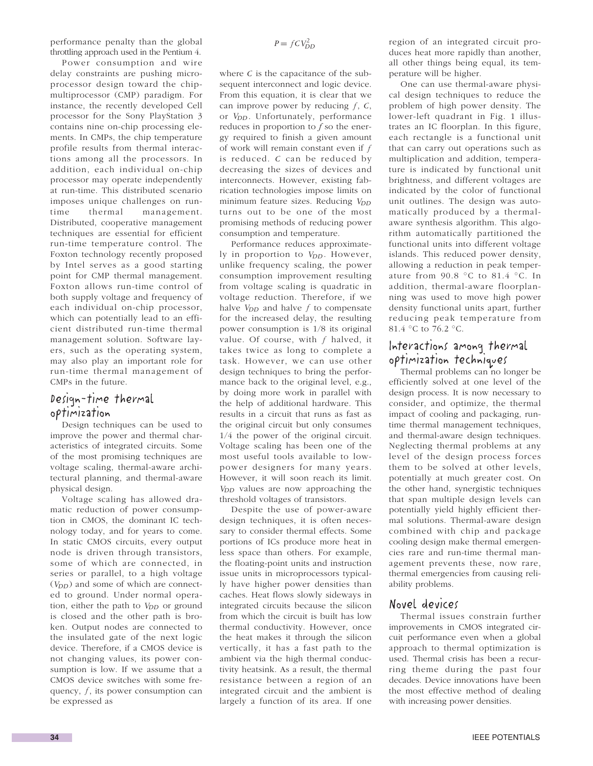performance penalty than the global throttling approach used in the Pentium 4.

Power consumption and wire delay constraints are pushing microprocessor design toward the chip-multiprocessor (CMP) paradigm. For instance, the recently developed Cell processor for the Sony PlayStation 3 contains nine on-chip processing elements. In CMPs, the chip temperature profile results from thermal interactions among all the processors. In addition, each individual on-chip processor may operate independently at run-time. This distributed scenario imposes unique challenges on run-time thermal management. Distributed, cooperative management techniques are essential for efficient run-time temperature control. The Foxton technology recently proposed by Intel serves as a good starting point for CMP thermal management. Foxton allows run-time control of both supply voltage and frequency of each individual on-chip processor, which can potentially lead to an efficient distributed run-time thermal management solution. Software layers, such as the operating system, may also play an important role for run-time thermal management of CMPs in the future.

## Design-time thermal optimization

Design techniques can be used to improve the power and thermal characteristics of integrated circuits. Some of the most promising techniques are voltage scaling, thermal-aware architectural planning, and thermal-aware physical design.

Voltage scaling has allowed dramatic reduction of power consumption in CMOS, the dominant IC technology today, and for years to come. In static CMOS circuits, every output node is driven through transistors, some of which are connected, in series or parallel, to a high voltage ($V_{DD}$) and some of which are connected to ground. Under normal operation, either the path to $V_{DD}$ or ground is closed and the other path is broken. Output nodes are connected to the insulated gate of the next logic device. Therefore, if a CMOS device is not changing values, its power consumption is low. If we assume that a CMOS device switches with some frequency, $f$, its power consumption can be expressed as

$$P = fCV_{DD}^2$$

where $C$ is the capacitance of the subsequent interconnect and logic device. From this equation, it is clear that we can improve power by reducing $f$, $C$, or $V_{DD}$. Unfortunately, performance reduces in proportion to $f$ so the energy required to finish a given amount of work will remain constant even if $f$ is reduced. $C$ can be reduced by decreasing the sizes of devices and interconnects. However, existing fabrication technologies impose limits on minimum feature sizes. Reducing $V_{DD}$ turns out to be one of the most promising methods of reducing power consumption and temperature.

Performance reduces approximately in proportion to $V_{DD}$. However, unlike frequency scaling, the power consumption improvement resulting from voltage scaling is quadratic in voltage reduction. Therefore, if we halve $V_{DD}$ and halve $f$ to compensate for the increased delay, the resulting power consumption is 1/8 its original value. Of course, with $f$ halved, it takes twice as long to complete a task. However, we can use other design techniques to bring the performance back to the original level, e.g., by doing more work in parallel with the help of additional hardware. This results in a circuit that runs as fast as the original circuit but only consumes 1/4 the power of the original circuit. Voltage scaling has been one of the most useful tools available to low-power designers for many years. However, it will soon reach its limit. $V_{DD}$ values are now approaching the threshold voltages of transistors.

Despite the use of power-aware design techniques, it is often necessary to consider thermal effects. Some portions of ICs produce more heat in less space than others. For example, the floating-point units and instruction issue units in microprocessors typically have higher power densities than caches. Heat flows slowly sideways in integrated circuits because the silicon from which the circuit is built has low thermal conductivity. However, once the heat makes it through the silicon vertically, it has a fast path to the ambient via the high thermal conductivity heatsink. As a result, the thermal resistance between a region of an integrated circuit and the ambient is largely a function of its area. If one region of an integrated circuit produces heat more rapidly than another, all other things being equal, its temperature will be higher.

One can use thermal-aware physical design techniques to reduce the problem of high power density. The lower-left quadrant in Fig. 1 illustrates an IC floorplan. In this figure, each rectangle is a functional unit that can carry out operations such as multiplication and addition, temperature is indicated by functional unit brightness, and different voltages are indicated by the color of functional unit outlines. The design was automatically produced by a thermal-aware synthesis algorithm. This algorithm automatically partitioned the functional units into different voltage islands. This reduced power density, allowing a reduction in peak temperature from 90.8 °C to 81.4 °C. In addition, thermal-aware floorplanning was used to move high power density functional units apart, further reducing peak temperature from 81.4 °C to 76.2 °C.

## Interactions among thermal optimization techniques

Thermal problems can no longer be efficiently solved at one level of the design process. It is now necessary to consider, and optimize, the thermal impact of cooling and packaging, run-time thermal management techniques, and thermal-aware design techniques. Neglecting thermal problems at any level of the design process forces them to be solved at other levels, potentially at much greater cost. On the other hand, synergistic techniques that span multiple design levels can potentially yield highly efficient thermal solutions. Thermal-aware design combined with chip and package cooling design make thermal emergencies rare and run-time thermal management prevents these, now rare, thermal emergencies from causing reliability problems.

## Novel devices

Thermal issues constrain further improvements in CMOS integrated circuit performance even when a global approach to thermal optimization is used. Thermal crisis has been a recurring theme during the past four decades. Device innovations have been the most effective method of dealing with increasing power densities.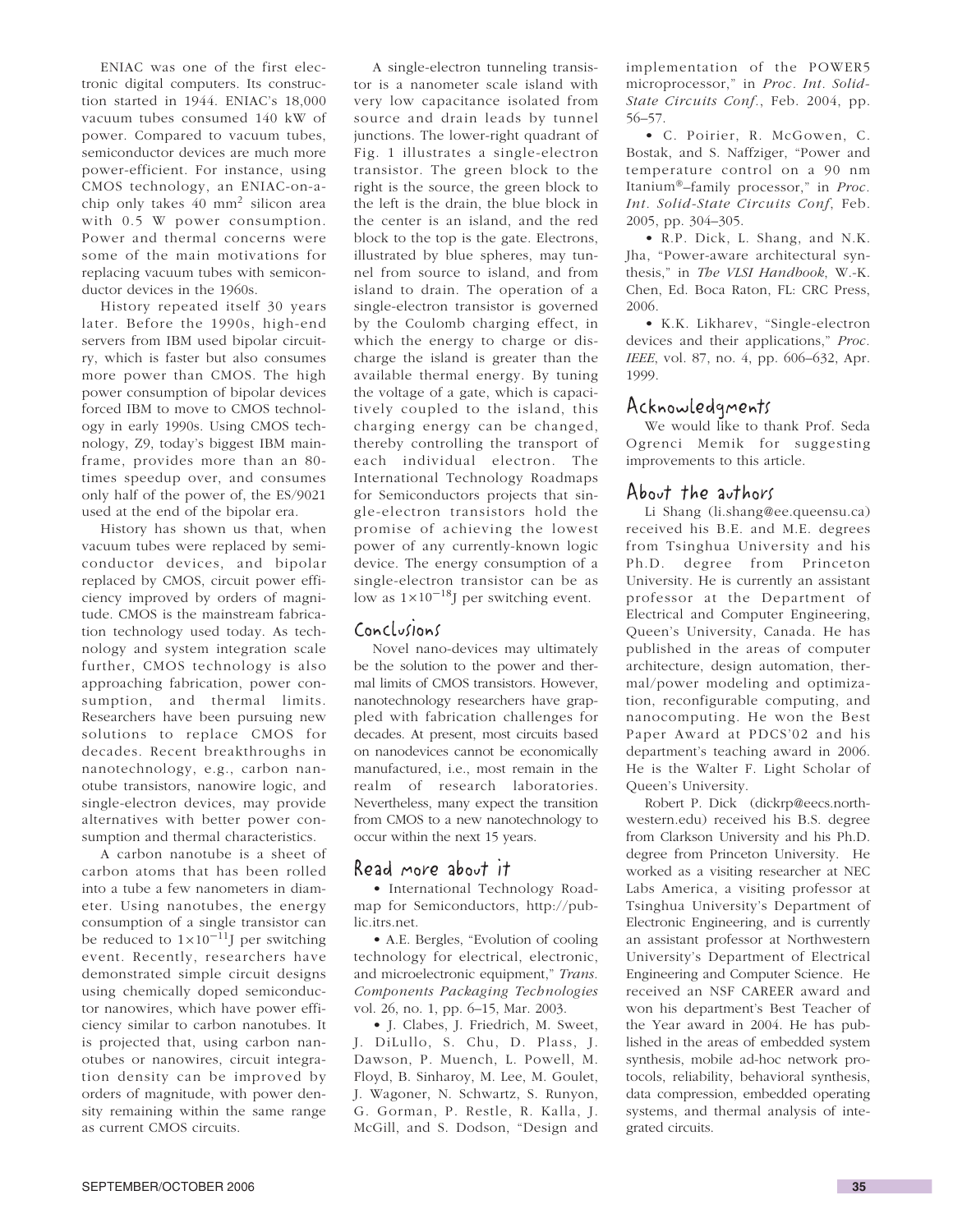ENIAC was one of the first electronic digital computers. Its construction started in 1944. ENIAC's 18,000 vacuum tubes consumed 140 kW of power. Compared to vacuum tubes, semiconductor devices are much more power-efficient. For instance, using CMOS technology, an ENIAC-on-a-chip only takes 40 mm$^2$ silicon area with 0.5 W power consumption. Power and thermal concerns were some of the main motivations for replacing vacuum tubes with semiconductor devices in the 1960s.

History repeated itself 30 years later. Before the 1990s, high-end servers from IBM used bipolar circuitry, which is faster but also consumes more power than CMOS. The high power consumption of bipolar devices forced IBM to move to CMOS technology in early 1990s. Using CMOS technology, Z9, today's biggest IBM mainframe, provides more than an 80-times speedup over, and consumes only half of the power of, the ES/9021 used at the end of the bipolar era.

History has shown us that, when vacuum tubes were replaced by semiconductor devices, and bipolar replaced by CMOS, circuit power efficiency improved by orders of magnitude. CMOS is the mainstream fabrication technology used today. As technology and system integration scale further, CMOS technology is also approaching fabrication, power consumption, and thermal limits. Researchers have been pursuing new solutions to replace CMOS for decades. Recent breakthroughs in nanotechnology, e.g., carbon nanotube transistors, nanowire logic, and single-electron devices, may provide alternatives with better power consumption and thermal characteristics.

A carbon nanotube is a sheet of carbon atoms that has been rolled into a tube a few nanometers in diameter. Using nanotubes, the energy consumption of a single transistor can be reduced to $1\times10^{-11}$J per switching event. Recently, researchers have demonstrated simple circuit designs using chemically doped semiconductor nanowires, which have power efficiency similar to carbon nanotubes. It is projected that, using carbon nanotubes or nanowires, circuit integration density can be improved by orders of magnitude, with power density remaining within the same range as current CMOS circuits.

A single-electron tunneling transistor is a nanometer scale island with very low capacitance isolated from source and drain leads by tunnel junctions. The lower-right quadrant of Fig. 1 illustrates a single-electron transistor. The green block to the right is the source, the green block to the left is the drain, the blue block in the center is an island, and the red block to the top is the gate. Electrons, illustrated by blue spheres, may tunnel from source to island, and from island to drain. The operation of a single-electron transistor is governed by the Coulomb charging effect, in which the energy to charge or discharge the island is greater than the available thermal energy. By tuning the voltage of a gate, which is capacitively coupled to the island, this charging energy can be changed, thereby controlling the transport of each individual electron. The International Technology Roadmaps for Semiconductors projects that single-electron transistors hold the promise of achieving the lowest power of any currently-known logic device. The energy consumption of a single-electron transistor can be as low as $1\times10^{-18}$J per switching event.

## Conclusions

Novel nano-devices may ultimately be the solution to the power and thermal limits of CMOS transistors. However, nanotechnology researchers have grappled with fabrication challenges for decades. At present, most circuits based on nanodevices cannot be economically manufactured, i.e., most remain in the realm of research laboratories. Nevertheless, many expect the transition from CMOS to a new nanotechnology to occur within the next 15 years.

## Read more about it

- International Technology Roadmap for Semiconductors, http://public.itrs.net.
- A.E. Bergles, "Evolution of cooling technology for electrical, electronic, and microelectronic equipment," *Trans. Components Packaging Technologies* vol. 26, no. 1, pp. 6–15, Mar. 2003.
- J. Clabes, J. Friedrich, M. Sweet, J. DiLullo, S. Chu, D. Plass, J. Dawson, P. Muench, L. Powell, M. Floyd, B. Sinharoy, M. Lee, M. Goulet, J. Wagoner, N. Schwartz, S. Runyon, G. Gorman, P. Restle, R. Kalla, J. McGill, and S. Dodson, "Design and implementation of the POWER5 microprocessor," in *Proc. Int. Solid-State Circuits Conf.*, Feb. 2004, pp. 56–57.
- C. Poirier, R. McGowen, C. Bostak, and S. Naffziger, "Power and temperature control on a 90 nm Itanium®–family processor," in *Proc. Int. Solid-State Circuits Conf*, Feb. 2005, pp. 304–305.
- R.P. Dick, L. Shang, and N.K. Jha, "Power-aware architectural synthesis," in *The VLSI Handbook*, W.-K. Chen, Ed. Boca Raton, FL: CRC Press, 2006.
- K.K. Likharev, "Single-electron devices and their applications," *Proc. IEEE*, vol. 87, no. 4, pp. 606–632, Apr. 1999.

## Acknowledgments

We would like to thank Prof. Seda Ogrenci Memik for suggesting improvements to this article.

## About the authors

Li Shang (li.shang@ee.queensu.ca) received his B.E. and M.E. degrees from Tsinghua University and his Ph.D. degree from Princeton University. He is currently an assistant professor at the Department of Electrical and Computer Engineering, Queen's University, Canada. He has published in the areas of computer architecture, design automation, thermal/power modeling and optimization, reconfigurable computing, and nanocomputing. He won the Best Paper Award at PDCS'02 and his department's teaching award in 2006. He is the Walter F. Light Scholar of Queen's University.

Robert P. Dick (dickrp@eecs.northwestern.edu) received his B.S. degree from Clarkson University and his Ph.D. degree from Princeton University. He worked as a visiting researcher at NEC Labs America, a visiting professor at Tsinghua University's Department of Electronic Engineering, and is currently an assistant professor at Northwestern University's Department of Electrical Engineering and Computer Science. He received an NSF CAREER award and won his department's Best Teacher of the Year award in 2004. He has published in the areas of embedded system synthesis, mobile ad-hoc network protocols, reliability, behavioral synthesis, data compression, embedded operating systems, and thermal analysis of integrated circuits.